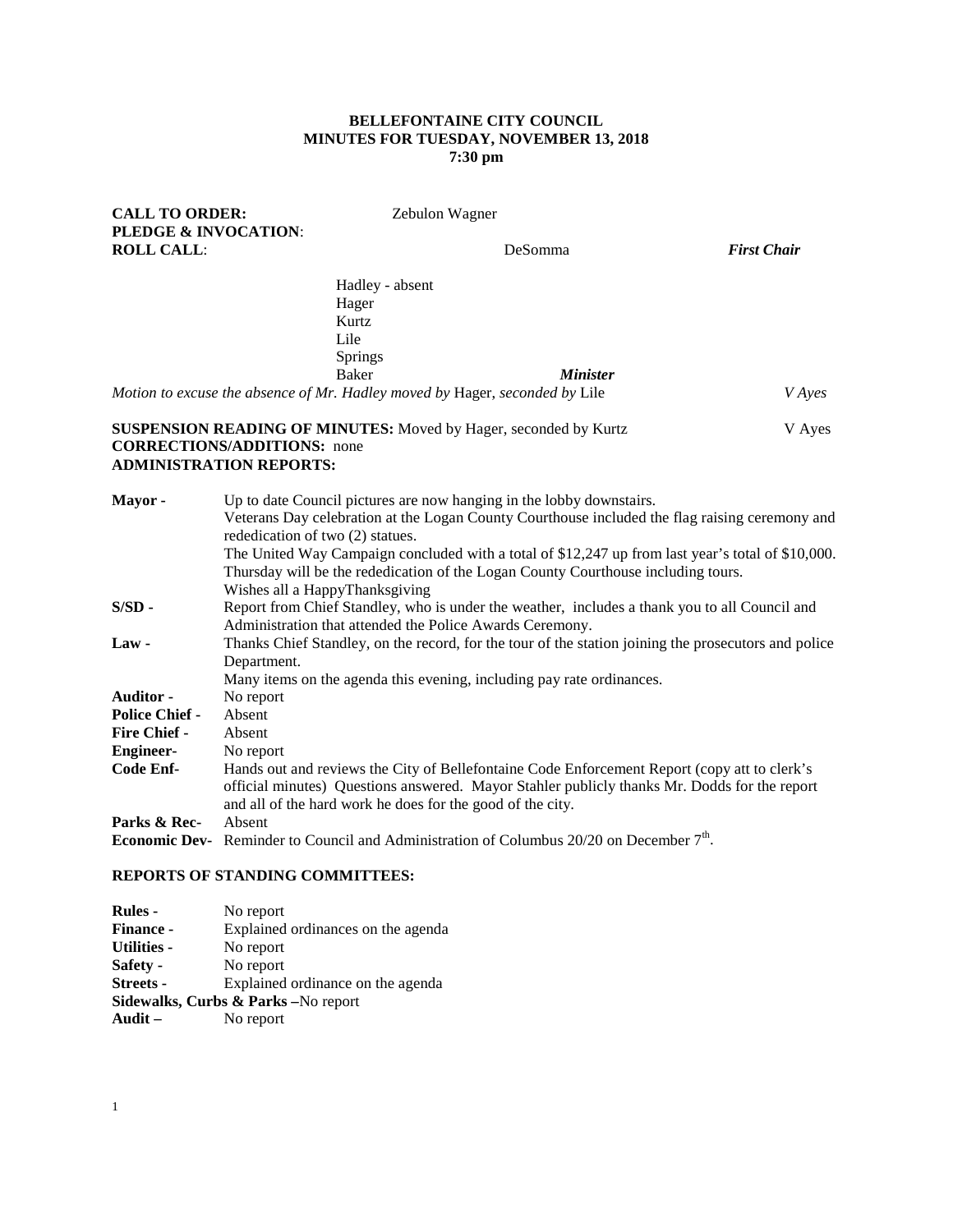**BELLEFONTAINE CITY COUNCIL**
**MINUTES FOR TUESDAY, NOVEMBER 13, 2018**
**7:30 pm**

**CALL TO ORDER:** Zebulon Wagner
**PLEDGE & INVOCATION**:
**ROLL CALL**: DeSomma ***First Chair***

Hadley - absent
Hager
Kurtz
Lile
Springs
Baker ***Minister***

*Motion to excuse the absence of Mr. Hadley moved by* Hager, *seconded by* Lile *V Ayes*

**SUSPENSION READING OF MINUTES:** Moved by Hager, seconded by Kurtz V Ayes
**CORRECTIONS/ADDITIONS:** none
**ADMINISTRATION REPORTS:**

**Mayor -** Up to date Council pictures are now hanging in the lobby downstairs.
Veterans Day celebration at the Logan County Courthouse included the flag raising ceremony and rededication of two (2) statues.
The United Way Campaign concluded with a total of $12,247 up from last year's total of $10,000.
Thursday will be the rededication of the Logan County Courthouse including tours.
Wishes all a HappyThanksgiving

**S/SD -** Report from Chief Standley, who is under the weather, includes a thank you to all Council and Administration that attended the Police Awards Ceremony.

**Law -** Thanks Chief Standley, on the record, for the tour of the station joining the prosecutors and police Department.
Many items on the agenda this evening, including pay rate ordinances.

**Auditor -** No report

**Police Chief -** Absent

**Fire Chief -** Absent

**Engineer-** No report

**Code Enf-** Hands out and reviews the City of Bellefontaine Code Enforcement Report (copy att to clerk's official minutes) Questions answered. Mayor Stahler publicly thanks Mr. Dodds for the report and all of the hard work he does for the good of the city.

**Parks & Rec-** Absent

**Economic Dev-** Reminder to Council and Administration of Columbus 20/20 on December 7th.

**REPORTS OF STANDING COMMITTEES:**

**Rules -** No report
**Finance -** Explained ordinances on the agenda
**Utilities -** No report
**Safety -** No report
**Streets -** Explained ordinance on the agenda
**Sidewalks, Curbs & Parks –**No report
**Audit –** No report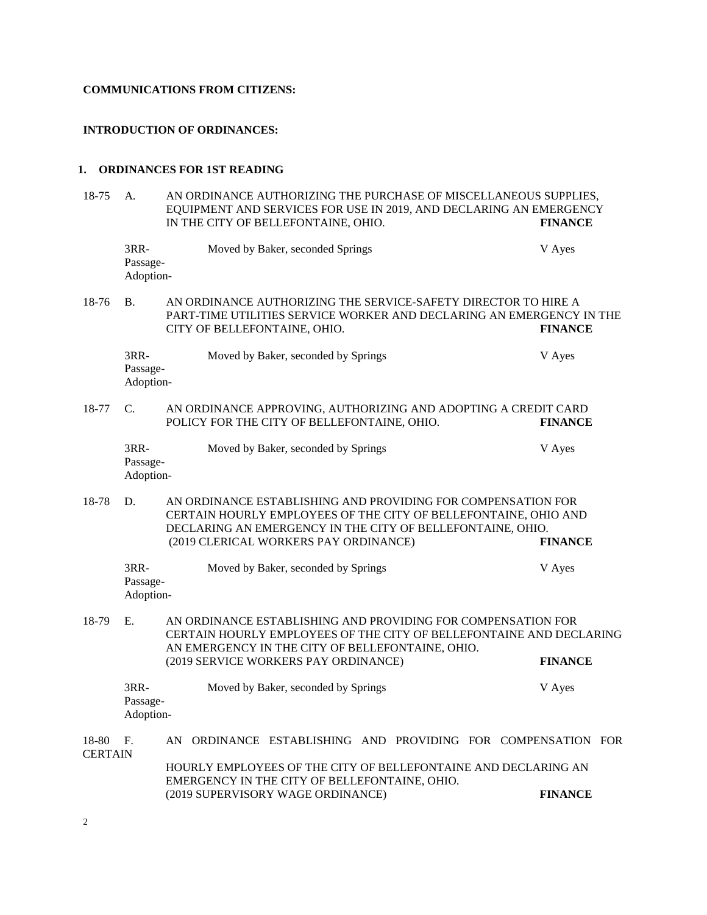**COMMUNICATIONS FROM CITIZENS:**

**INTRODUCTION OF ORDINANCES:**

**1. ORDINANCES FOR 1ST READING**

18-75 A. AN ORDINANCE AUTHORIZING THE PURCHASE OF MISCELLANEOUS SUPPLIES, EQUIPMENT AND SERVICES FOR USE IN 2019, AND DECLARING AN EMERGENCY IN THE CITY OF BELLEFONTAINE, OHIO. **FINANCE**

3RR- Moved by Baker, seconded Springs V Ayes
Passage-
Adoption-

18-76 B. AN ORDINANCE AUTHORIZING THE SERVICE-SAFETY DIRECTOR TO HIRE A PART-TIME UTILITIES SERVICE WORKER AND DECLARING AN EMERGENCY IN THE CITY OF BELLEFONTAINE, OHIO. **FINANCE**

3RR- Moved by Baker, seconded by Springs V Ayes
Passage-
Adoption-

18-77 C. AN ORDINANCE APPROVING, AUTHORIZING AND ADOPTING A CREDIT CARD POLICY FOR THE CITY OF BELLEFONTAINE, OHIO. **FINANCE**

3RR- Moved by Baker, seconded by Springs V Ayes
Passage-
Adoption-

18-78 D. AN ORDINANCE ESTABLISHING AND PROVIDING FOR COMPENSATION FOR CERTAIN HOURLY EMPLOYEES OF THE CITY OF BELLEFONTAINE, OHIO AND DECLARING AN EMERGENCY IN THE CITY OF BELLEFONTAINE, OHIO. (2019 CLERICAL WORKERS PAY ORDINANCE) **FINANCE**

3RR- Moved by Baker, seconded by Springs V Ayes
Passage-
Adoption-

18-79 E. AN ORDINANCE ESTABLISHING AND PROVIDING FOR COMPENSATION FOR CERTAIN HOURLY EMPLOYEES OF THE CITY OF BELLEFONTAINE AND DECLARING AN EMERGENCY IN THE CITY OF BELLEFONTAINE, OHIO. (2019 SERVICE WORKERS PAY ORDINANCE) **FINANCE**

3RR- Moved by Baker, seconded by Springs V Ayes
Passage-
Adoption-

18-80 F. AN ORDINANCE ESTABLISHING AND PROVIDING FOR COMPENSATION FOR CERTAIN HOURLY EMPLOYEES OF THE CITY OF BELLEFONTAINE AND DECLARING AN EMERGENCY IN THE CITY OF BELLEFONTAINE, OHIO. (2019 SUPERVISORY WAGE ORDINANCE) **FINANCE**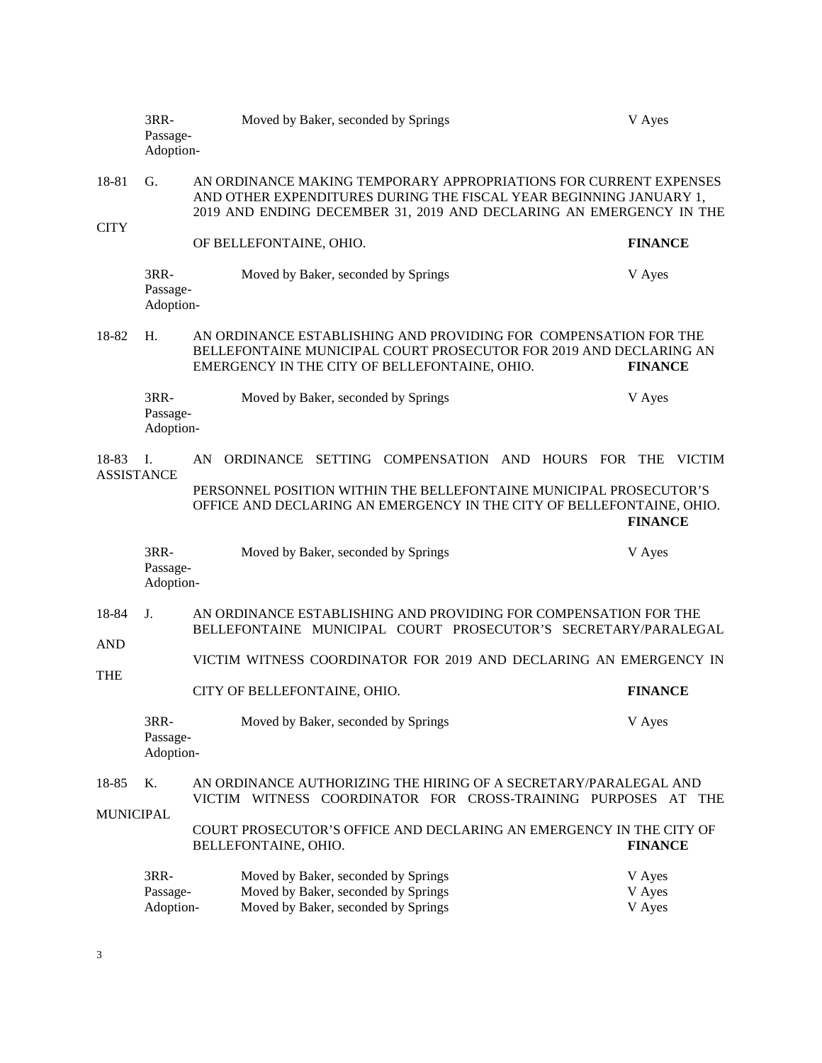| | | | |
|---|---|---|---|
| | 3RR- Passage- Adoption- | Moved by Baker, seconded by Springs | V Ayes |

18-81 G. AN ORDINANCE MAKING TEMPORARY APPROPRIATIONS FOR CURRENT EXPENSES AND OTHER EXPENDITURES DURING THE FISCAL YEAR BEGINNING JANUARY 1, 2019 AND ENDING DECEMBER 31, 2019 AND DECLARING AN EMERGENCY IN THE CITY OF BELLEFONTAINE, OHIO. **FINANCE**

| | | |
|---|---|---|
| 3RR- Passage- Adoption- | Moved by Baker, seconded by Springs | V Ayes |

18-82 H. AN ORDINANCE ESTABLISHING AND PROVIDING FOR COMPENSATION FOR THE BELLEFONTAINE MUNICIPAL COURT PROSECUTOR FOR 2019 AND DECLARING AN EMERGENCY IN THE CITY OF BELLEFONTAINE, OHIO. **FINANCE**

| | | |
|---|---|---|
| 3RR- Passage- Adoption- | Moved by Baker, seconded by Springs | V Ayes |

18-83 I. AN ORDINANCE SETTING COMPENSATION AND HOURS FOR THE VICTIM ASSISTANCE PERSONNEL POSITION WITHIN THE BELLEFONTAINE MUNICIPAL PROSECUTOR'S OFFICE AND DECLARING AN EMERGENCY IN THE CITY OF BELLEFONTAINE, OHIO. **FINANCE**

| | | |
|---|---|---|
| 3RR- Passage- Adoption- | Moved by Baker, seconded by Springs | V Ayes |

18-84 J. AN ORDINANCE ESTABLISHING AND PROVIDING FOR COMPENSATION FOR THE BELLEFONTAINE MUNICIPAL COURT PROSECUTOR'S SECRETARY/PARALEGAL AND VICTIM WITNESS COORDINATOR FOR 2019 AND DECLARING AN EMERGENCY IN THE CITY OF BELLEFONTAINE, OHIO. **FINANCE**

| | | |
|---|---|---|
| 3RR- Passage- Adoption- | Moved by Baker, seconded by Springs | V Ayes |

18-85 K. AN ORDINANCE AUTHORIZING THE HIRING OF A SECRETARY/PARALEGAL AND VICTIM WITNESS COORDINATOR FOR CROSS-TRAINING PURPOSES AT THE MUNICIPAL COURT PROSECUTOR'S OFFICE AND DECLARING AN EMERGENCY IN THE CITY OF BELLEFONTAINE, OHIO. **FINANCE**

| | | |
|---|---|---|
| 3RR- | Moved by Baker, seconded by Springs | V Ayes |
| Passage- | Moved by Baker, seconded by Springs | V Ayes |
| Adoption- | Moved by Baker, seconded by Springs | V Ayes |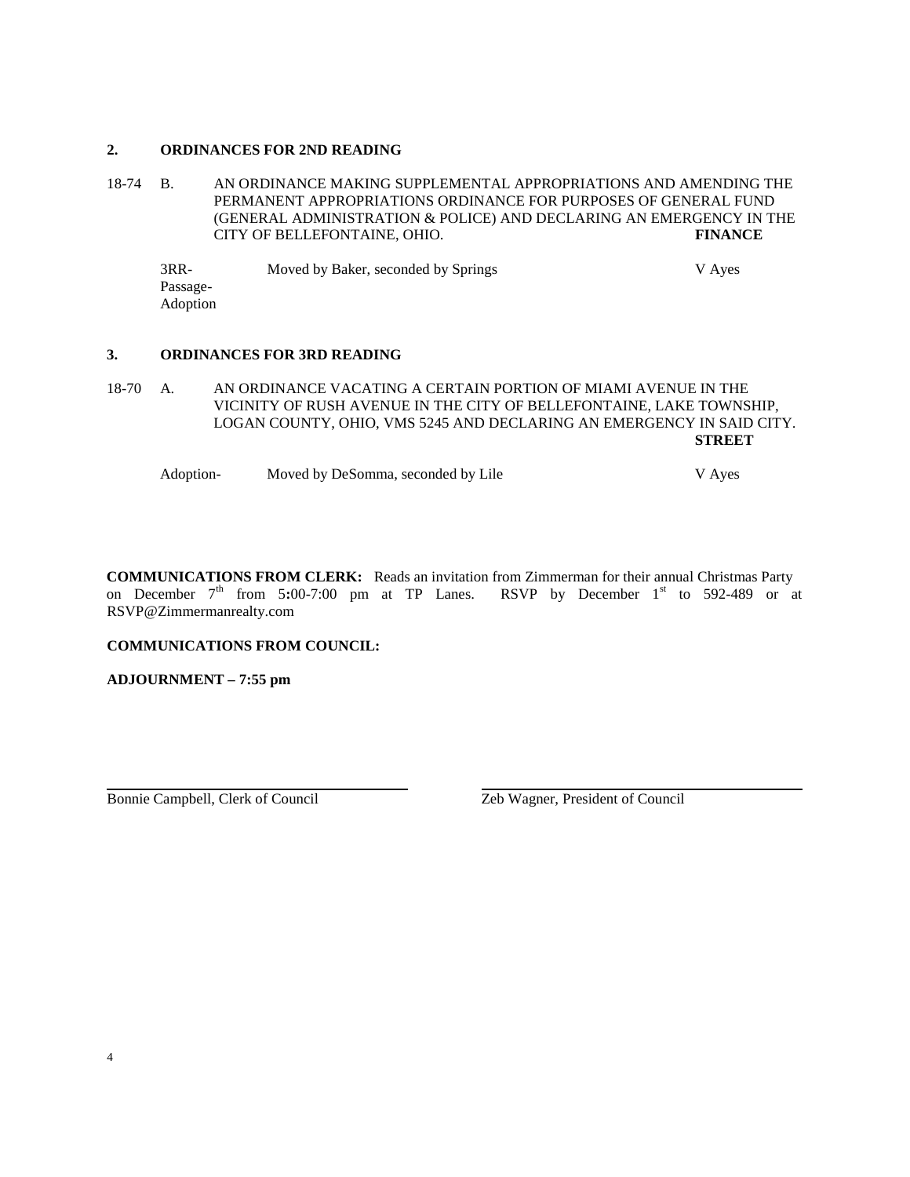**2. ORDINANCES FOR 2ND READING**

18-74 B. AN ORDINANCE MAKING SUPPLEMENTAL APPROPRIATIONS AND AMENDING THE PERMANENT APPROPRIATIONS ORDINANCE FOR PURPOSES OF GENERAL FUND (GENERAL ADMINISTRATION & POLICE) AND DECLARING AN EMERGENCY IN THE CITY OF BELLEFONTAINE, OHIO. **FINANCE**

3RR-Passage-Adoption — Moved by Baker, seconded by Springs — V Ayes

**3. ORDINANCES FOR 3RD READING**

18-70 A. AN ORDINANCE VACATING A CERTAIN PORTION OF MIAMI AVENUE IN THE VICINITY OF RUSH AVENUE IN THE CITY OF BELLEFONTAINE, LAKE TOWNSHIP, LOGAN COUNTY, OHIO, VMS 5245 AND DECLARING AN EMERGENCY IN SAID CITY. **STREET**

Adoption- — Moved by DeSomma, seconded by Lile — V Ayes

**COMMUNICATIONS FROM CLERK:** Reads an invitation from Zimmerman for their annual Christmas Party on December 7th from 5:00-7:00 pm at TP Lanes. RSVP by December 1st to 592-489 or at RSVP@Zimmermanrealty.com

**COMMUNICATIONS FROM COUNCIL:**

**ADJOURNMENT – 7:55 pm**

Bonnie Campbell, Clerk of Council

Zeb Wagner, President of Council